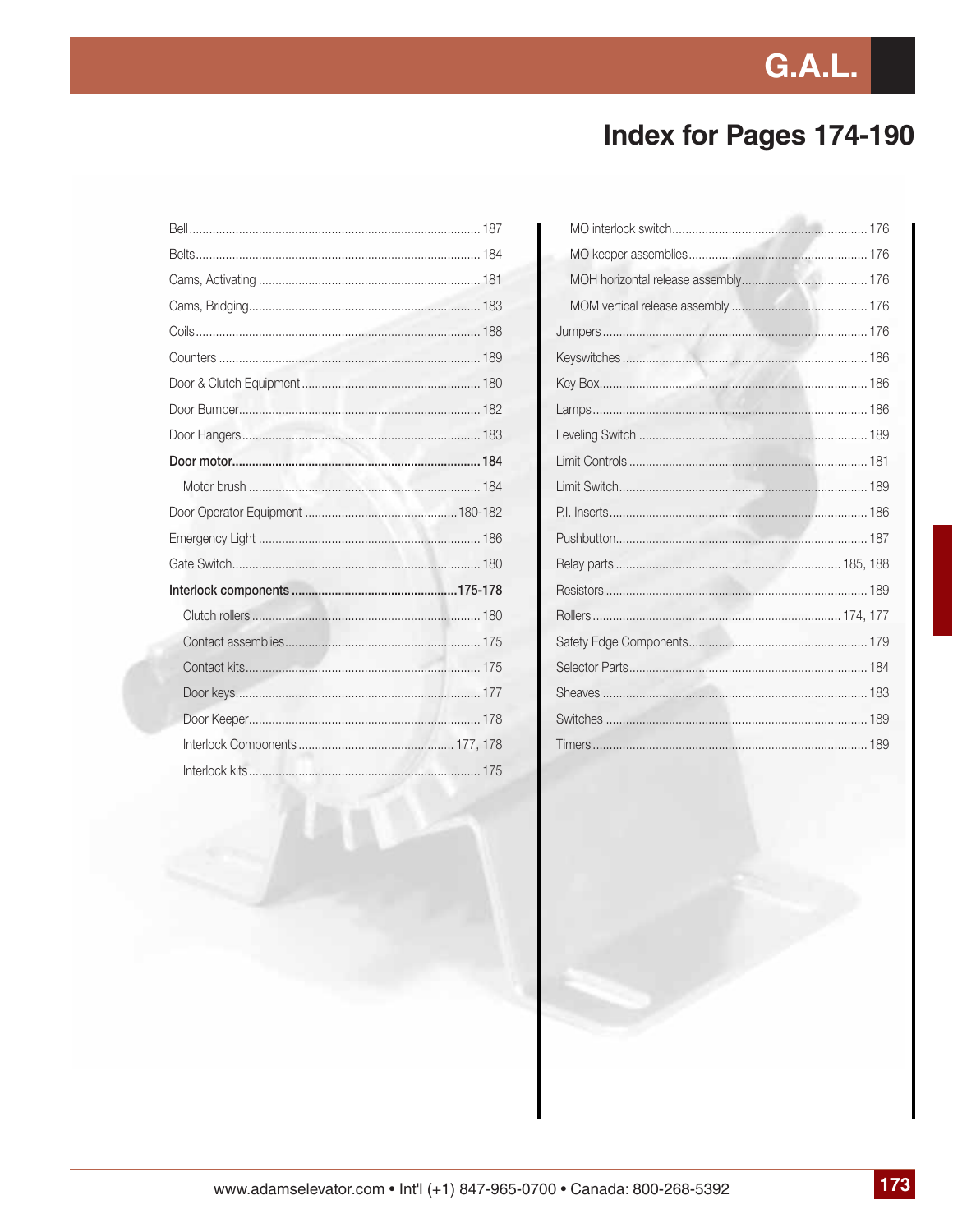# G.A.L.

## Index for Pages 174-190

Bell ........ 187
Belts ........ 184
Cams, Activating ........ 181
Cams, Bridging ........ 183
Coils ........ 188
Counters ........ 189
Door & Clutch Equipment ........ 180
Door Bumper ........ 182
Door Hangers ........ 183
**Door motor ........ 184**
- Motor brush ........ 184

Door Operator Equipment ........ 180-182
Emergency Light ........ 186
Gate Switch ........ 180
**Interlock components ........ 175-178**
- Clutch rollers ........ 180
- Contact assemblies ........ 175
- Contact kits ........ 175
- Door keys ........ 177
- Door Keeper ........ 178
- Interlock Components ........ 177, 178
- Interlock kits ........ 175
- MO interlock switch ........ 176
- MO keeper assemblies ........ 176
- MOH horizontal release assembly ........ 176
- MOM vertical release assembly ........ 176

Jumpers ........ 176
Keyswitches ........ 186
Key Box ........ 186
Lamps ........ 186
Leveling Switch ........ 189
Limit Controls ........ 181
Limit Switch ........ 189
P.I. Inserts ........ 186
Pushbutton ........ 187
Relay parts ........ 185, 188
Resistors ........ 189
Rollers ........ 174, 177
Safety Edge Components ........ 179
Selector Parts ........ 184
Sheaves ........ 183
Switches ........ 189
Timers ........ 189

www.adamselevator.com • Int'l (+1) 847-965-0700 • Canada: 800-268-5392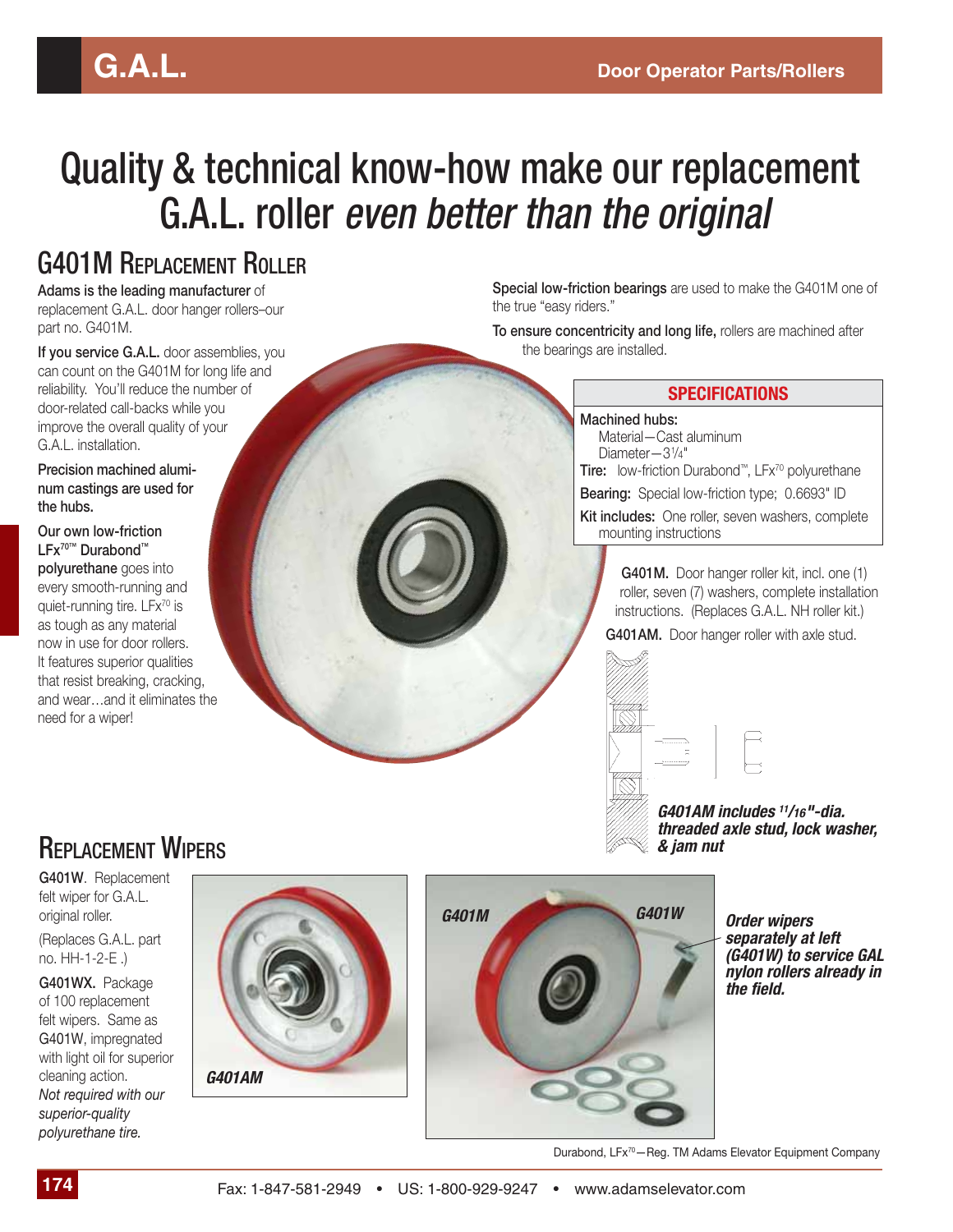# Quality & technical know-how make our replacement G.A.L. roller *even better than the original*

## G401M Replacement Roller

**Adams is the leading manufacturer** of replacement G.A.L. door hanger rollers–our part no. G401M.

**If you service G.A.L.** door assemblies, you can count on the G401M for long life and reliability. You'll reduce the number of door-related call-backs while you improve the overall quality of your G.A.L. installation.

**Precision machined aluminum castings are used for the hubs.**

**Our own low-friction LFx70™ Durabond™ polyurethane** goes into every smooth-running and quiet-running tire. LFx70 is as tough as any material now in use for door rollers. It features superior qualities that resist breaking, cracking, and wear…and it eliminates the need for a wiper!

**Special low-friction bearings** are used to make the G401M one of the true "easy riders."

**To ensure concentricity and long life,** rollers are machined after the bearings are installed.

### SPECIFICATIONS

**Machined hubs:**
- Material—Cast aluminum
- Diameter—3¼"

**Tire:** low-friction Durabond™, LFx70 polyurethane

**Bearing:** Special low-friction type; 0.6693" ID

**Kit includes:** One roller, seven washers, complete mounting instructions

**G401M.** Door hanger roller kit, incl. one (1) roller, seven (7) washers, complete installation instructions. (Replaces G.A.L. NH roller kit.)

**G401AM.** Door hanger roller with axle stud.

***G401AM includes 11/16"-dia. threaded axle stud, lock washer, & jam nut***

## Replacement Wipers

**G401W.** Replacement felt wiper for G.A.L. original roller.

(Replaces G.A.L. part no. HH-1-2-E .)

**G401WX.** Package of 100 replacement felt wipers. Same as G401W, impregnated with light oil for superior cleaning action.

*Not required with our superior-quality polyurethane tire.*

***G401AM***

***G401M*** ***G401W***

***Order wipers separately at left (G401W) to service GAL nylon rollers already in the field.***

Durabond, LFx70—Reg. TM Adams Elevator Equipment Company

Fax: 1-847-581-2949 • US: 1-800-929-9247 • www.adamselevator.com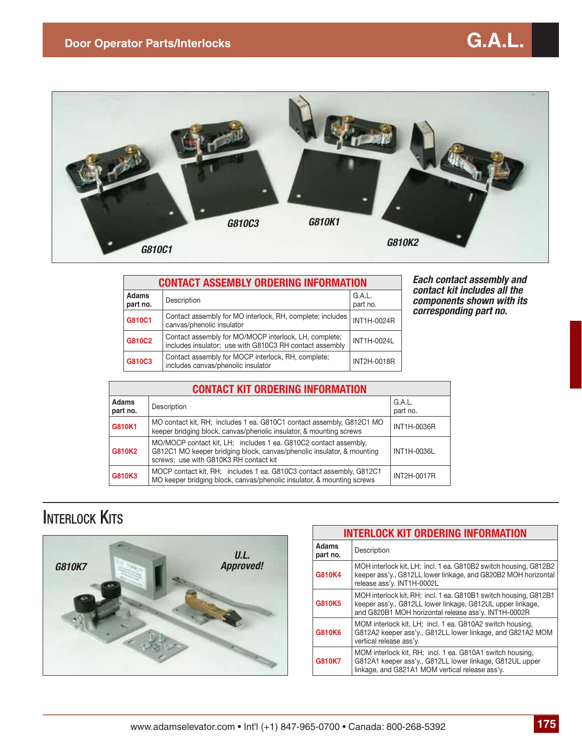# Door Operator Parts/Interlocks

G810C1 G810C3 G810K1 G810K2

| CONTACT ASSEMBLY ORDERING INFORMATION | | |
|---|---|---|
| Adams part no. | Description | G.A.L. part no. |
| G810C1 | Contact assembly for MO interlock, RH, complete; includes canvas/phenolic insulator | INT1H-0024R |
| G810C2 | Contact assembly for MO/MOCP interlock, LH, complete; includes insulator; use with G810C3 RH contact assembly | INT1H-0024L |
| G810C3 | Contact assembly for MOCP interlock, RH, complete; includes canvas/phenolic insulator | INT2H-0018R |

***Each contact assembly and contact kit includes all the components shown with its corresponding part no.***

| CONTACT KIT ORDERING INFORMATION | | |
|---|---|---|
| Adams part no. | Description | G.A.L. part no. |
| G810K1 | MO contact kit, RH; includes 1 ea. G810C1 contact assembly, G812C1 MO keeper bridging block, canvas/phenolic insulator, & mounting screws | INT1H-0036R |
| G810K2 | MO/MOCP contact kit, LH; includes 1 ea. G810C2 contact assembly, G812C1 MO keeper bridging block, canvas/phenolic insulator, & mounting screws; use with G810K3 RH contact kit | INT1H-0036L |
| G810K3 | MOCP contact kit, RH; includes 1 ea. G810C3 contact assembly, G812C1 MO keeper bridging block, canvas/phenolic insulator, & mounting screws | INT2H-0017R |

## Interlock Kits

G810K7

***U.L. Approved!***

| INTERLOCK KIT ORDERING INFORMATION | |
|---|---|
| Adams part no. | Description |
| G810K4 | MOH interlock kit, LH; incl. 1 ea. G810B2 switch housing, G812B2 keeper ass'y., G812LL lower linkage, and G820B2 MOH horizontal release ass'y. INT1H-0002L |
| G810K5 | MOH interlock kit, RH; incl. 1 ea. G810B1 switch housing, G812B1 keeper ass'y., G812LL lower linkage, G812UL upper linkage, and G820B1 MOH horizontal release ass'y. INT1H-0002R |
| G810K6 | MOM interlock kit, LH; incl. 1 ea. G810A2 switch housing, G812A2 keeper ass'y., G812LL lower linkage, and G821A2 MOM vertical release ass'y. |
| G810K7 | MOM interlock kit, RH; incl. 1 ea. G810A1 switch housing, G812A1 keeper ass'y., G812LL lower linkage, G812UL upper linkage, and G821A1 MOM vertical release ass'y. |

www.adamselevator.com • Int'l (+1) 847-965-0700 • Canada: 800-268-5392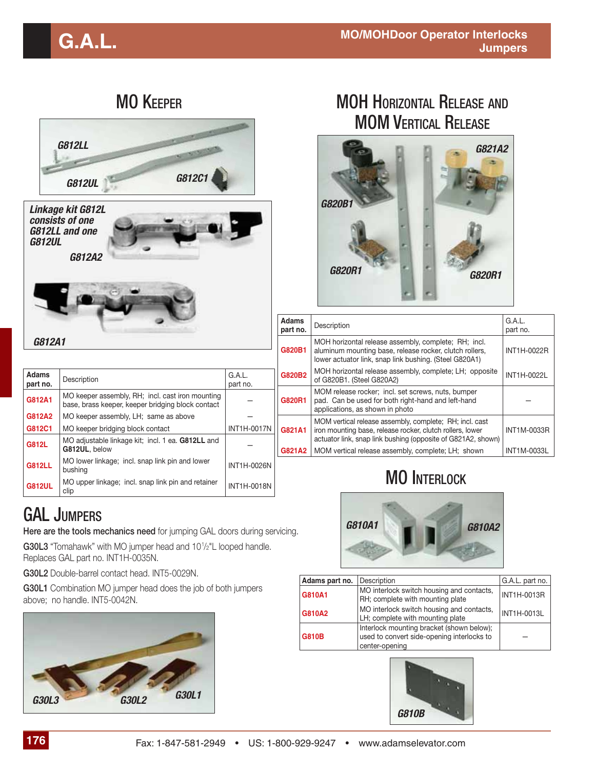# G.A.L.

## MO/MOHDoor Operator Interlocks Jumpers

## MO Keeper

Linkage kit G812L consists of one G812LL and one G812UL

| Adams part no. | Description | G.A.L. part no. |
|---|---|---|
| G812A1 | MO keeper assembly, RH; incl. cast iron mounting base, brass keeper, keeper bridging block contact | – |
| G812A2 | MO keeper assembly, LH; same as above | – |
| G812C1 | MO keeper bridging block contact | INT1H-0017N |
| G812L | MO adjustable linkage kit; incl. 1 ea. **G812LL** and **G812UL**, below | – |
| G812LL | MO lower linkage; incl. snap link pin and lower bushing | INT1H-0026N |
| G812UL | MO upper linkage; incl. snap link pin and retainer clip | INT1H-0018N |

## GAL Jumpers

**Here are the tools mechanics need** for jumping GAL doors during servicing.

**G30L3** "Tomahawk" with MO jumper head and 10½"L looped handle. Replaces GAL part no. INT1H-0035N.

**G30L2** Double-barrel contact head. INT5-0029N.

**G30L1** Combination MO jumper head does the job of both jumpers above; no handle. INT5-0042N.

## MOH Horizontal Release and MOM Vertical Release

| Adams part no. | Description | G.A.L. part no. |
|---|---|---|
| G820B1 | MOH horizontal release assembly, complete; RH; incl. aluminum mounting base, release rocker, clutch rollers, lower actuator link, snap link bushing. (Steel G820A1) | INT1H-0022R |
| G820B2 | MOH horizontal release assembly, complete; LH; opposite of G820B1. (Steel G820A2) | INT1H-0022L |
| G820R1 | MOM release rocker; incl. set screws, nuts, bumper pad. Can be used for both right-hand and left-hand applications, as shown in photo | – |
| G821A1 | MOM vertical release assembly, complete; RH; incl. cast iron mounting base, release rocker, clutch rollers, lower actuator link, snap link bushing (opposite of G821A2, shown) | INT1M-0033R |
| G821A2 | MOM vertical release assembly, complete; LH; shown | INT1M-0033L |

## MO Interlock

| Adams part no. | Description | G.A.L. part no. |
|---|---|---|
| G810A1 | MO interlock switch housing and contacts, RH; complete with mounting plate | INT1H-0013R |
| G810A2 | MO interlock switch housing and contacts, LH; complete with mounting plate | INT1H-0013L |
| G810B | Interlock mounting bracket (shown below); used to convert side-opening interlocks to center-opening | – |

Fax: 1-847-581-2949 • US: 1-800-929-9247 • www.adamselevator.com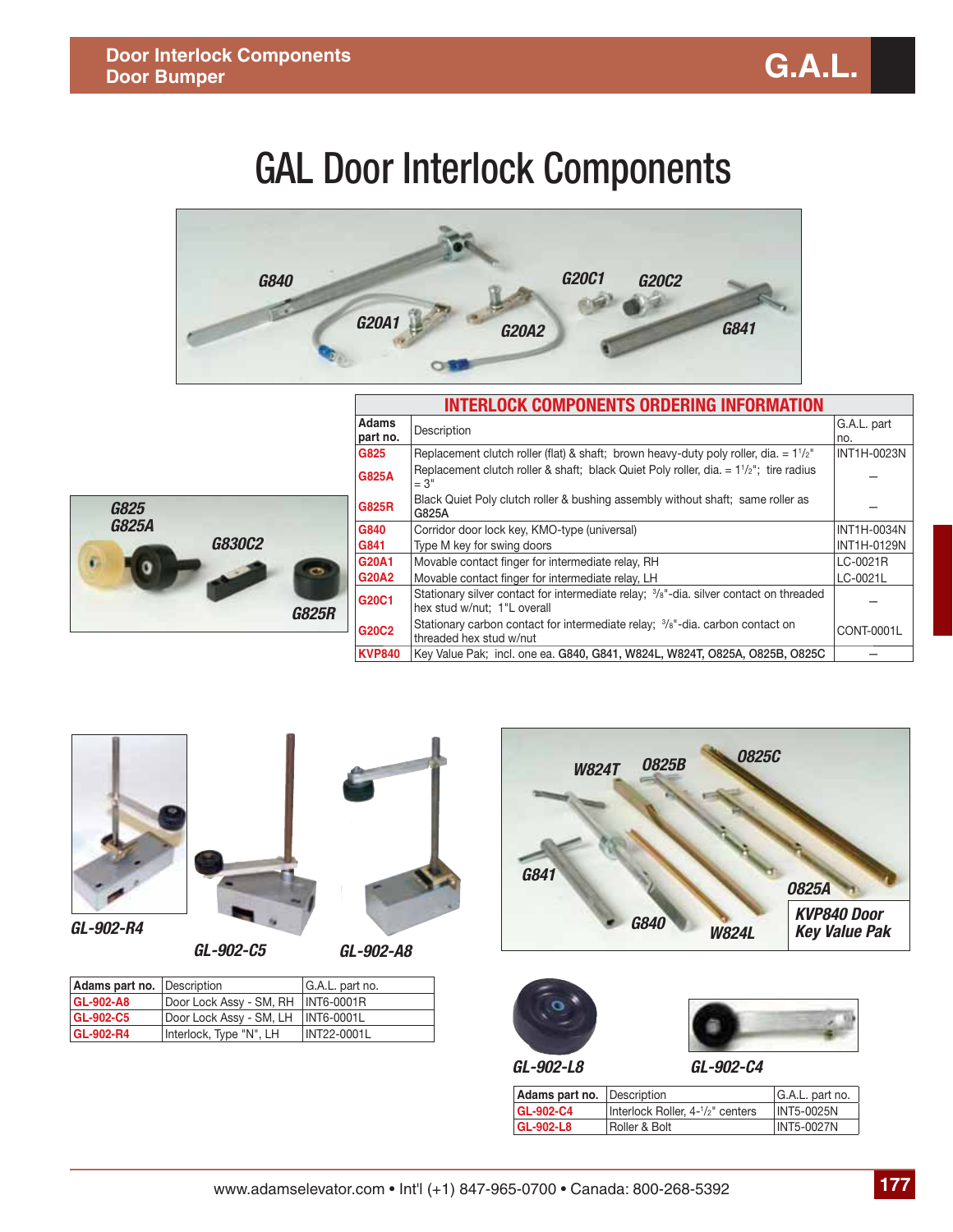# GAL Door Interlock Components

G840 G20A1 G20A2 G20C1 G20C2 G841

G825 G825A G830C2 G825R

| INTERLOCK COMPONENTS ORDERING INFORMATION | | |
|---|---|---|
| Adams part no. | Description | G.A.L. part no. |
| G825 | Replacement clutch roller (flat) & shaft; brown heavy-duty poly roller, dia. = 1½" | INT1H-0023N |
| G825A | Replacement clutch roller & shaft; black Quiet Poly roller, dia. = 1½"; tire radius = 3" | – |
| G825R | Black Quiet Poly clutch roller & bushing assembly without shaft; same roller as G825A | – |
| G840 | Corridor door lock key, KMO-type (universal) | INT1H-0034N |
| G841 | Type M key for swing doors | INT1H-0129N |
| G20A1 | Movable contact finger for intermediate relay, RH | LC-0021R |
| G20A2 | Movable contact finger for intermediate relay, LH | LC-0021L |
| G20C1 | Stationary silver contact for intermediate relay; ⅜"-dia. silver contact on threaded hex stud w/nut; 1"L overall | – |
| G20C2 | Stationary carbon contact for intermediate relay; ⅜"-dia. carbon contact on threaded hex stud w/nut | CONT-0001L |
| KVP840 | Key Value Pak; incl. one ea. **G840, G841, W824L, W824T, O825A, O825B, O825C** | – |

GL-902-R4 GL-902-C5 GL-902-A8

| Adams part no. | Description | G.A.L. part no. |
|---|---|---|
| GL-902-A8 | Door Lock Assy - SM, RH | INT6-0001R |
| GL-902-C5 | Door Lock Assy - SM, LH | INT6-0001L |
| GL-902-R4 | Interlock, Type "N", LH | INT22-0001L |

W824T O825B O825C G841 O825A G840 W824L

KVP840 Door Key Value Pak

GL-902-L8 GL-902-C4

| Adams part no. | Description | G.A.L. part no. |
|---|---|---|
| GL-902-C4 | Interlock Roller, 4-½" centers | INT5-0025N |
| GL-902-L8 | Roller & Bolt | INT5-0027N |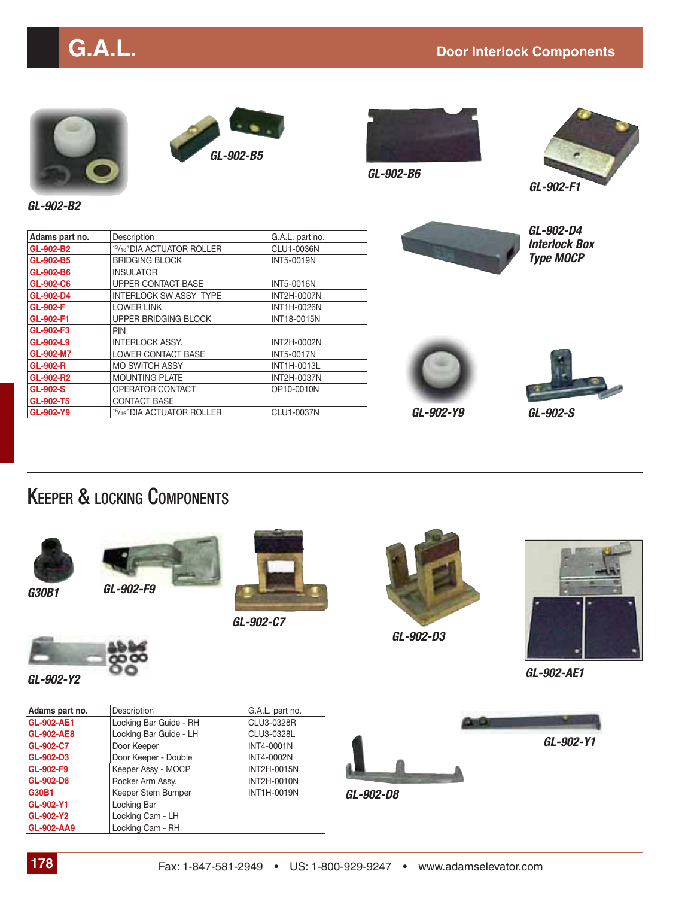# G.A.L.

## Door Interlock Components

GL-902-B2

GL-902-B5

GL-902-B6

GL-902-F1

| Adams part no. | Description | G.A.L. part no. |
|---|---|---|
| GL-902-B2 | 13/16"DIA ACTUATOR ROLLER | CLU1-0036N |
| GL-902-B5 | BRIDGING BLOCK | INT5-0019N |
| GL-902-B6 | INSULATOR | |
| GL-902-C6 | UPPER CONTACT BASE | INT5-0016N |
| GL-902-D4 | INTERLOCK SW ASSY TYPE | INT2H-0007N |
| GL-902-F | LOWER LINK | INT1H-0026N |
| GL-902-F1 | UPPER BRIDGING BLOCK | INT18-0015N |
| GL-902-F3 | PIN | |
| GL-902-L9 | INTERLOCK ASSY. | INT2H-0002N |
| GL-902-M7 | LOWER CONTACT BASE | INT5-0017N |
| GL-902-R | MO SWITCH ASSY | INT1H-0013L |
| GL-902-R2 | MOUNTING PLATE | INT2H-0037N |
| GL-902-S | OPERATOR CONTACT | OP10-0010N |
| GL-902-T5 | CONTACT BASE | |
| GL-902-Y9 | 15/16"DIA ACTUATOR ROLLER | CLU1-0037N |

GL-902-D4 Interlock Box Type MOCP

GL-902-Y9

GL-902-S

## Keeper & Locking Components

G30B1

GL-902-F9

GL-902-C7

GL-902-D3

GL-902-AE1

GL-902-Y2

| Adams part no. | Description | G.A.L. part no. |
|---|---|---|
| GL-902-AE1 | Locking Bar Guide - RH | CLU3-0328R |
| GL-902-AE8 | Locking Bar Guide - LH | CLU3-0328L |
| GL-902-C7 | Door Keeper | INT4-0001N |
| GL-902-D3 | Door Keeper - Double | INT4-0002N |
| GL-902-F9 | Keeper Assy - MOCP | INT2H-0015N |
| GL-902-D8 | Rocker Arm Assy. | INT2H-0010N |
| G30B1 | Keeper Stem Bumper | INT1H-0019N |
| GL-902-Y1 | Locking Bar | |
| GL-902-Y2 | Locking Cam - LH | |
| GL-902-AA9 | Locking Cam - RH | |

GL-902-Y1

GL-902-D8

Fax: 1-847-581-2949 • US: 1-800-929-9247 • www.adamselevator.com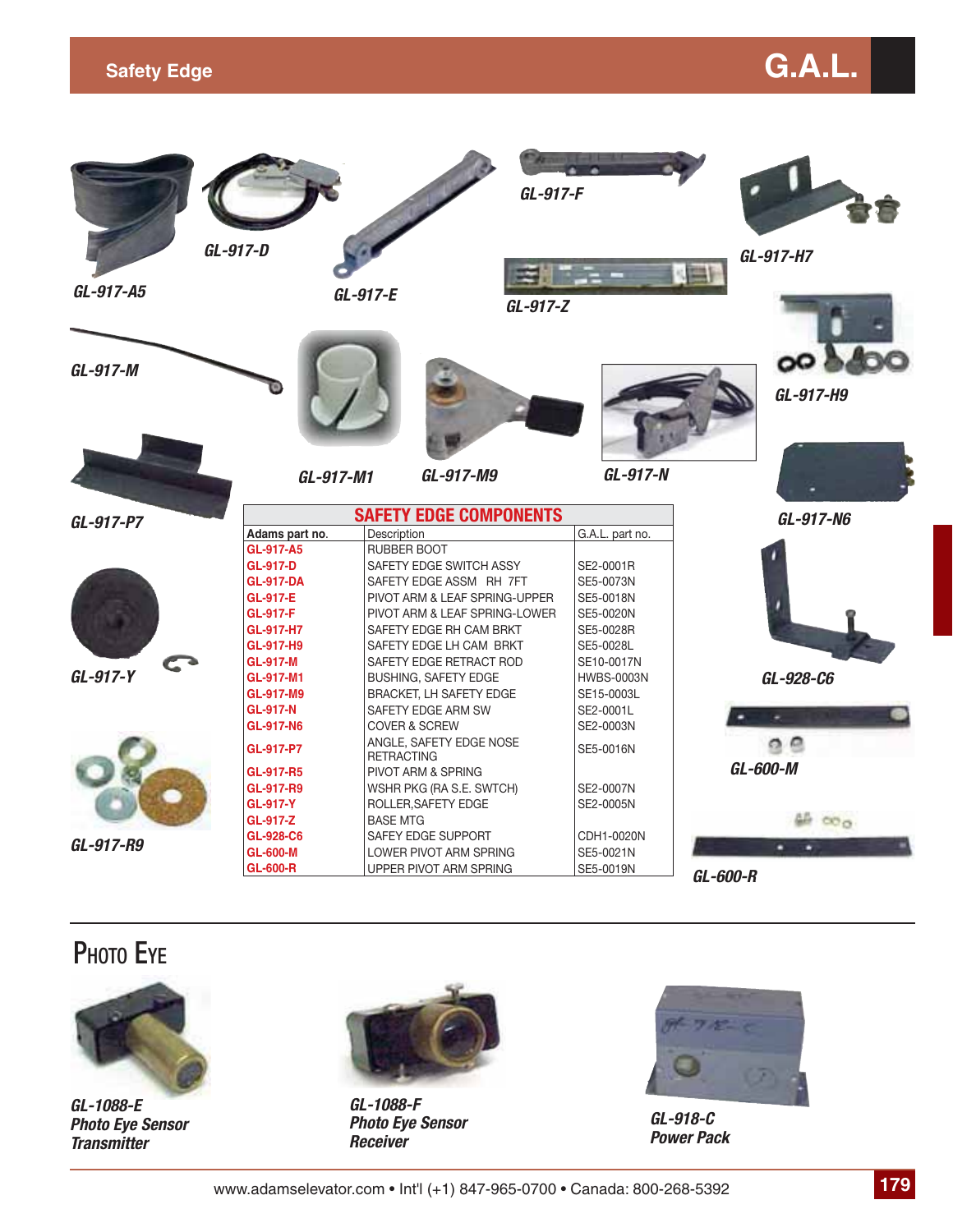# Safety Edge

GL-917-A5

GL-917-D

GL-917-E

GL-917-F

GL-917-Z

GL-917-H7

GL-917-M

GL-917-M1

GL-917-M9

GL-917-N

GL-917-H9

GL-917-P7

GL-917-N6

GL-917-Y

GL-928-C6

GL-600-M

GL-917-R9

GL-600-R

## SAFETY EDGE COMPONENTS

| Adams part no. | Description | G.A.L. part no. |
|---|---|---|
| GL-917-A5 | RUBBER BOOT | |
| GL-917-D | SAFETY EDGE SWITCH ASSY | SE2-0001R |
| GL-917-DA | SAFETY EDGE ASSM RH 7FT | SE5-0073N |
| GL-917-E | PIVOT ARM & LEAF SPRING-UPPER | SE5-0018N |
| GL-917-F | PIVOT ARM & LEAF SPRING-LOWER | SE5-0020N |
| GL-917-H7 | SAFETY EDGE RH CAM BRKT | SE5-0028R |
| GL-917-H9 | SAFETY EDGE LH CAM BRKT | SE5-0028L |
| GL-917-M | SAFETY EDGE RETRACT ROD | SE10-0017N |
| GL-917-M1 | BUSHING, SAFETY EDGE | HWBS-0003N |
| GL-917-M9 | BRACKET, LH SAFETY EDGE | SE15-0003L |
| GL-917-N | SAFETY EDGE ARM SW | SE2-0001L |
| GL-917-N6 | COVER & SCREW | SE2-0003N |
| GL-917-P7 | ANGLE, SAFETY EDGE NOSE RETRACTING | SE5-0016N |
| GL-917-R5 | PIVOT ARM & SPRING | |
| GL-917-R9 | WSHR PKG (RA S.E. SWTCH) | SE2-0007N |
| GL-917-Y | ROLLER,SAFETY EDGE | SE2-0005N |
| GL-917-Z | BASE MTG | |
| GL-928-C6 | SAFEY EDGE SUPPORT | CDH1-0020N |
| GL-600-M | LOWER PIVOT ARM SPRING | SE5-0021N |
| GL-600-R | UPPER PIVOT ARM SPRING | SE5-0019N |

## Photo Eye

**GL-1088-E**
**Photo Eye Sensor Transmitter**

**GL-1088-F**
**Photo Eye Sensor Receiver**

**GL-918-C**
**Power Pack**

www.adamselevator.com • Int'l (+1) 847-965-0700 • Canada: 800-268-5392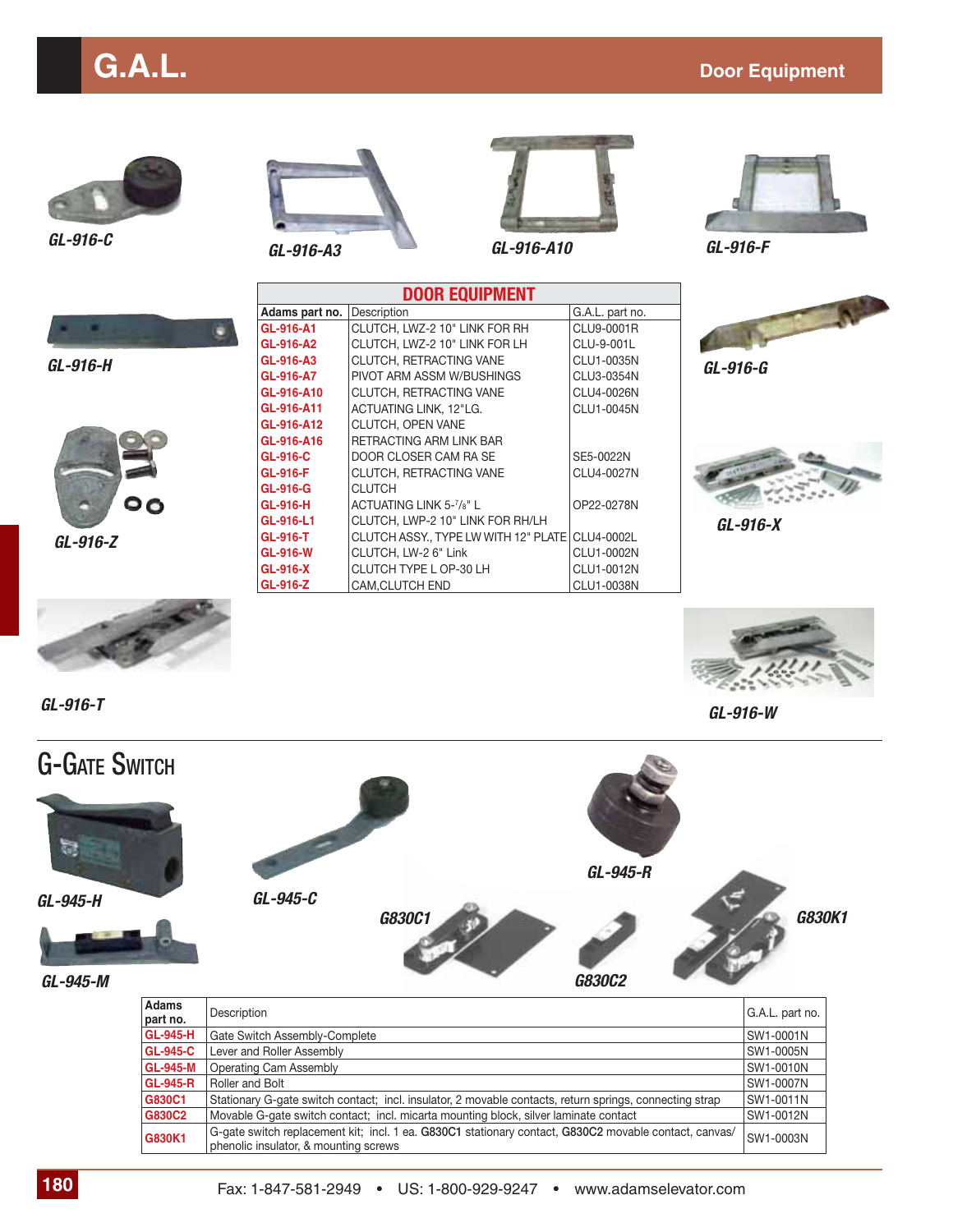# G.A.L.

## Door Equipment

GL-916-C

GL-916-A3

GL-916-A10

GL-916-F

GL-916-H

GL-916-G

GL-916-Z

GL-916-X

GL-916-T

GL-916-W

| DOOR EQUIPMENT | | |
|---|---|---|
| Adams part no. | Description | G.A.L. part no. |
| GL-916-A1 | CLUTCH, LWZ-2 10" LINK FOR RH | CLU9-0001R |
| GL-916-A2 | CLUTCH, LWZ-2 10" LINK FOR LH | CLU-9-001L |
| GL-916-A3 | CLUTCH, RETRACTING VANE | CLU1-0035N |
| GL-916-A7 | PIVOT ARM ASSM W/BUSHINGS | CLU3-0354N |
| GL-916-A10 | CLUTCH, RETRACTING VANE | CLU4-0026N |
| GL-916-A11 | ACTUATING LINK, 12"LG. | CLU1-0045N |
| GL-916-A12 | CLUTCH, OPEN VANE | |
| GL-916-A16 | RETRACTING ARM LINK BAR | |
| GL-916-C | DOOR CLOSER CAM RA SE | SE5-0022N |
| GL-916-F | CLUTCH, RETRACTING VANE | CLU4-0027N |
| GL-916-G | CLUTCH | |
| GL-916-H | ACTUATING LINK 5-7/8" L | OP22-0278N |
| GL-916-L1 | CLUTCH, LWP-2 10" LINK FOR RH/LH | |
| GL-916-T | CLUTCH ASSY., TYPE LW WITH 12" PLATE | CLU4-0002L |
| GL-916-W | CLUTCH, LW-2 6" Link | CLU1-0002N |
| GL-916-X | CLUTCH TYPE L OP-30 LH | CLU1-0012N |
| GL-916-Z | CAM,CLUTCH END | CLU1-0038N |

## G-Gate Switch

GL-945-H

GL-945-C

GL-945-R

G830C1

G830K1

GL-945-M

G830C2

| Adams part no. | Description | G.A.L. part no. |
|---|---|---|
| GL-945-H | Gate Switch Assembly-Complete | SW1-0001N |
| GL-945-C | Lever and Roller Assembly | SW1-0005N |
| GL-945-M | Operating Cam Assembly | SW1-0010N |
| GL-945-R | Roller and Bolt | SW1-0007N |
| G830C1 | Stationary G-gate switch contact; incl. insulator, 2 movable contacts, return springs, connecting strap | SW1-0011N |
| G830C2 | Movable G-gate switch contact; incl. micarta mounting block, silver laminate contact | SW1-0012N |
| G830K1 | G-gate switch replacement kit; incl. 1 ea. **G830C1** stationary contact, **G830C2** movable contact, canvas/ phenolic insulator, & mounting screws | SW1-0003N |

Fax: 1-847-581-2949 • US: 1-800-929-9247 • www.adamselevator.com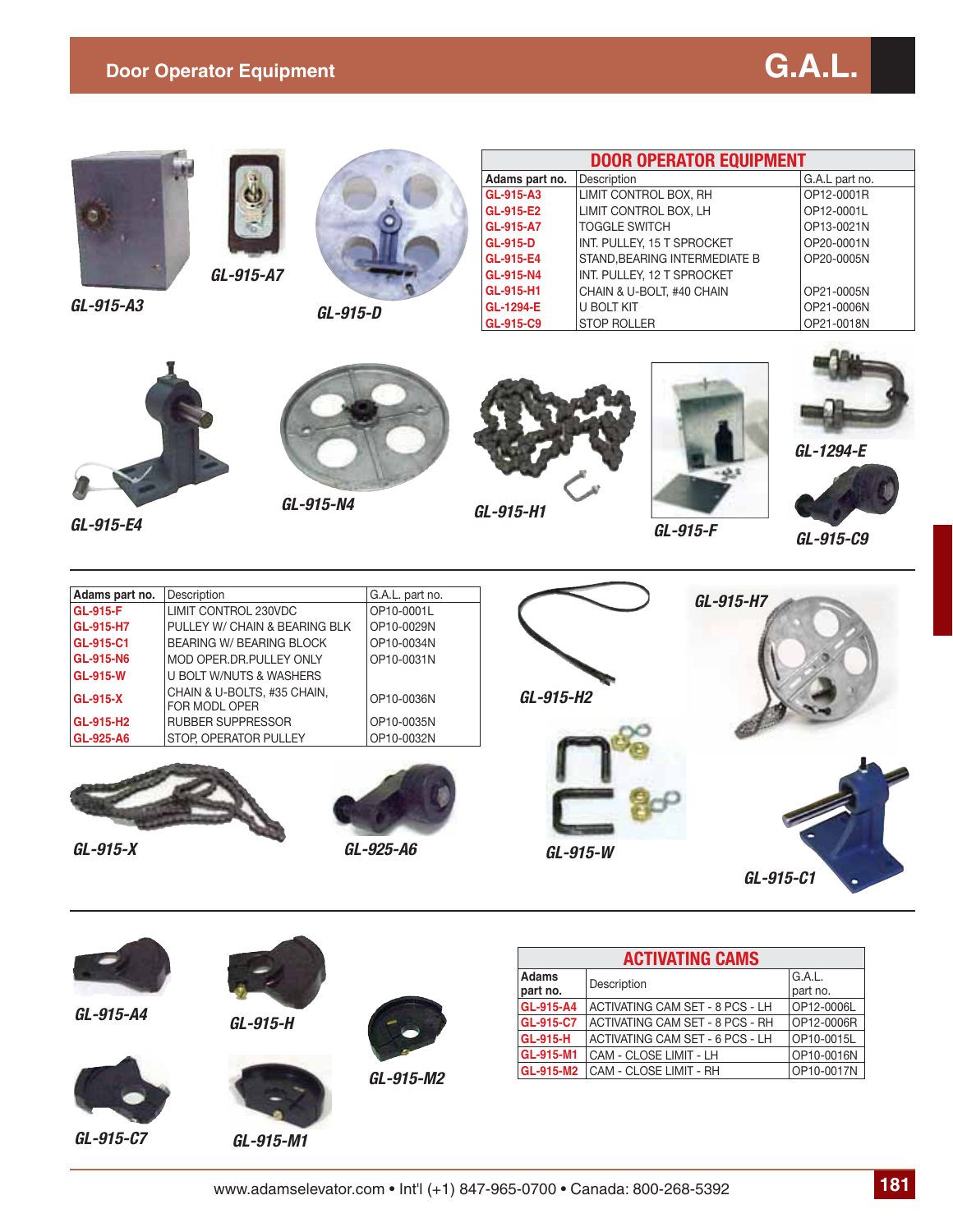## Door Operator Equipment

GL-915-A3

GL-915-A7

GL-915-D

| DOOR OPERATOR EQUIPMENT | | |
|---|---|---|
| Adams part no. | Description | G.A.L part no. |
| GL-915-A3 | LIMIT CONTROL BOX, RH | OP12-0001R |
| GL-915-E2 | LIMIT CONTROL BOX, LH | OP12-0001L |
| GL-915-A7 | TOGGLE SWITCH | OP13-0021N |
| GL-915-D | INT. PULLEY, 15 T SPROCKET | OP20-0001N |
| GL-915-E4 | STAND,BEARING INTERMEDIATE B | OP20-0005N |
| GL-915-N4 | INT. PULLEY, 12 T SPROCKET | |
| GL-915-H1 | CHAIN & U-BOLT, #40 CHAIN | OP21-0005N |
| GL-1294-E | U BOLT KIT | OP21-0006N |
| GL-915-C9 | STOP ROLLER | OP21-0018N |

GL-915-E4

GL-915-N4

GL-915-H1

GL-915-F

GL-1294-E

GL-915-C9

| Adams part no. | Description | G.A.L. part no. |
|---|---|---|
| GL-915-F | LIMIT CONTROL 230VDC | OP10-0001L |
| GL-915-H7 | PULLEY W/ CHAIN & BEARING BLK | OP10-0029N |
| GL-915-C1 | BEARING W/ BEARING BLOCK | OP10-0034N |
| GL-915-N6 | MOD OPER.DR.PULLEY ONLY | OP10-0031N |
| GL-915-W | U BOLT W/NUTS & WASHERS | |
| GL-915-X | CHAIN & U-BOLTS, #35 CHAIN, FOR MODL OPER | OP10-0036N |
| GL-915-H2 | RUBBER SUPPRESSOR | OP10-0035N |
| GL-925-A6 | STOP, OPERATOR PULLEY | OP10-0032N |

GL-915-H2

GL-915-H7

GL-915-X

GL-925-A6

GL-915-W

GL-915-C1

GL-915-A4

GL-915-H

GL-915-M2

GL-915-C7

GL-915-M1

| ACTIVATING CAMS | | |
|---|---|---|
| Adams part no. | Description | G.A.L. part no. |
| GL-915-A4 | ACTIVATING CAM SET - 8 PCS - LH | OP12-0006L |
| GL-915-C7 | ACTIVATING CAM SET - 8 PCS - RH | OP12-0006R |
| GL-915-H | ACTIVATING CAM SET - 6 PCS - LH | OP10-0015L |
| GL-915-M1 | CAM - CLOSE LIMIT - LH | OP10-0016N |
| GL-915-M2 | CAM - CLOSE LIMIT - RH | OP10-0017N |

www.adamselevator.com • Int'l (+1) 847-965-0700 • Canada: 800-268-5392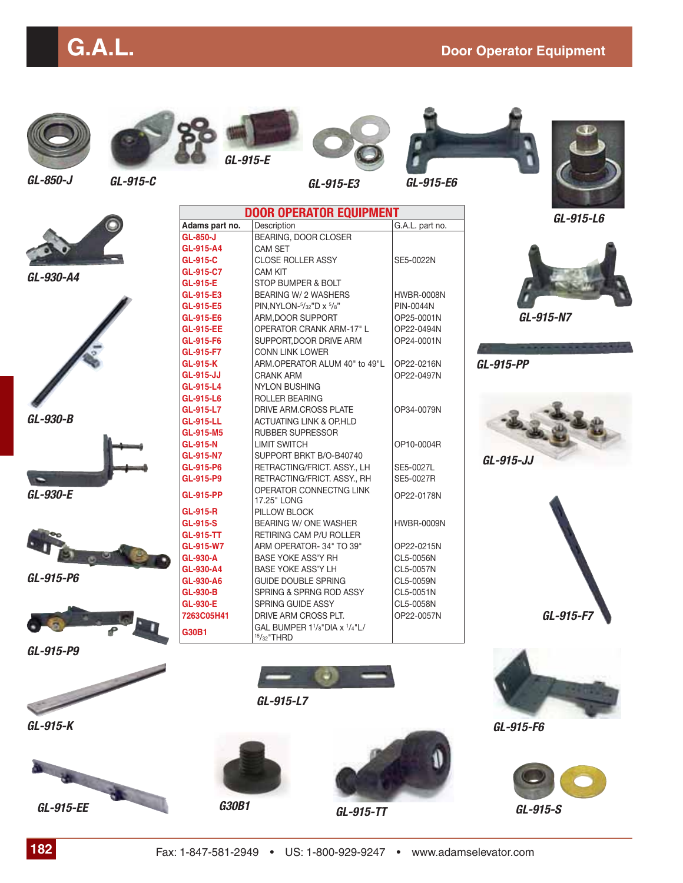# G.A.L.

## Door Operator Equipment

GL-850-J

GL-915-C

GL-915-E

GL-915-E3

GL-915-E6

GL-915-L6

GL-930-A4

GL-930-B

GL-930-E

GL-915-P6

GL-915-P9

GL-915-K

GL-915-EE

GL-915-N7

GL-915-PP

GL-915-JJ

GL-915-F7

GL-915-F6

GL-915-L7

G30B1

GL-915-TT

GL-915-S

### DOOR OPERATOR EQUIPMENT

| Adams part no. | Description | G.A.L. part no. |
|---|---|---|
| GL-850-J | BEARING, DOOR CLOSER | |
| GL-915-A4 | CAM SET | |
| GL-915-C | CLOSE ROLLER ASSY | SE5-0022N |
| GL-915-C7 | CAM KIT | |
| GL-915-E | STOP BUMPER & BOLT | |
| GL-915-E3 | BEARING W/ 2 WASHERS | HWBR-0008N |
| GL-915-E5 | PIN,NYLON-5/32"D x 5/8" | PIN-0044N |
| GL-915-E6 | ARM,DOOR SUPPORT | OP25-0001N |
| GL-915-EE | OPERATOR CRANK ARM-17" L | OP22-0494N |
| GL-915-F6 | SUPPORT,DOOR DRIVE ARM | OP24-0001N |
| GL-915-F7 | CONN LINK LOWER | |
| GL-915-K | ARM.OPERATOR ALUM 40" to 49"L | OP22-0216N |
| GL-915-JJ | CRANK ARM | OP22-0497N |
| GL-915-L4 | NYLON BUSHING | |
| GL-915-L6 | ROLLER BEARING | |
| GL-915-L7 | DRIVE ARM.CROSS PLATE | OP34-0079N |
| GL-915-LL | ACTUATING LINK & OP.HLD | |
| GL-915-M5 | RUBBER SUPRESSOR | |
| GL-915-N | LIMIT SWITCH | OP10-0004R |
| GL-915-N7 | SUPPORT BRKT B/O-B40740 | |
| GL-915-P6 | RETRACTING/FRICT. ASSY., LH | SE5-0027L |
| GL-915-P9 | RETRACTING/FRICT. ASSY., RH | SE5-0027R |
| GL-915-PP | OPERATOR CONNECTNG LINK 17.25" LONG | OP22-0178N |
| GL-915-R | PILLOW BLOCK | |
| GL-915-S | BEARING W/ ONE WASHER | HWBR-0009N |
| GL-915-TT | RETIRING CAM P/U ROLLER | |
| GL-915-W7 | ARM OPERATOR- 34" TO 39" | OP22-0215N |
| GL-930-A | BASE YOKE ASS'Y RH | CL5-0056N |
| GL-930-A4 | BASE YOKE ASS'Y LH | CL5-0057N |
| GL-930-A6 | GUIDE DOUBLE SPRING | CL5-0059N |
| GL-930-B | SPRING & SPRNG ROD ASSY | CL5-0051N |
| GL-930-E | SPRING GUIDE ASSY | CL5-0058N |
| 7263C05H41 | DRIVE ARM CROSS PLT. | OP22-0057N |
| G30B1 | GAL BUMPER 1 1/8"DIA x 1/4"L/ 15/32"THRD | |

Fax: 1-847-581-2949 • US: 1-800-929-9247 • www.adamselevator.com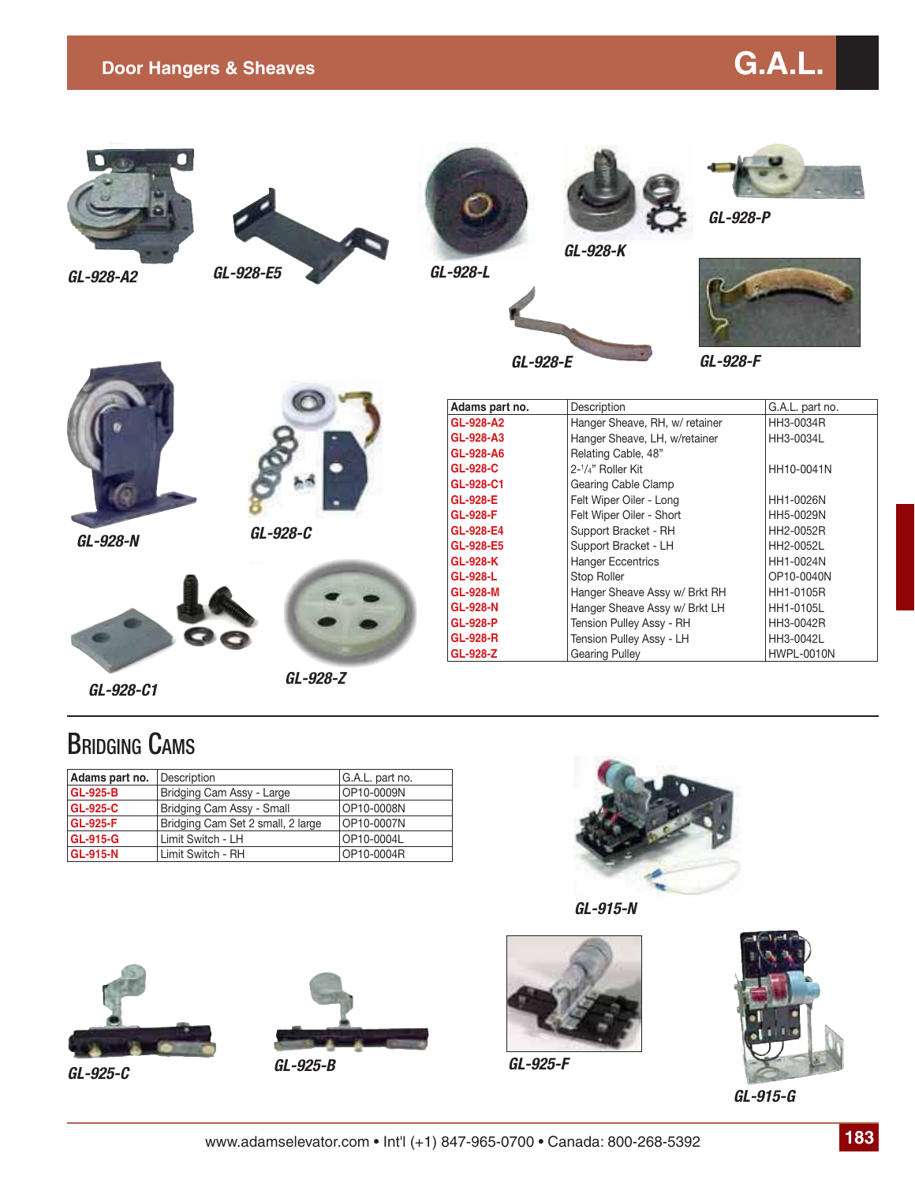## Door Hangers & Sheaves

G.A.L.

GL-928-A2

GL-928-E5

GL-928-L

GL-928-K

GL-928-P

GL-928-E

GL-928-F

GL-928-N

GL-928-C

GL-928-C1

GL-928-Z

| Adams part no. | Description | G.A.L. part no. |
|---|---|---|
| GL-928-A2 | Hanger Sheave, RH, w/ retainer | HH3-0034R |
| GL-928-A3 | Hanger Sheave, LH, w/retainer | HH3-0034L |
| GL-928-A6 | Relating Cable, 48" | |
| GL-928-C | 2-1/4" Roller Kit | HH10-0041N |
| GL-928-C1 | Gearing Cable Clamp | |
| GL-928-E | Felt Wiper Oiler - Long | HH1-0026N |
| GL-928-F | Felt Wiper Oiler - Short | HH5-0029N |
| GL-928-E4 | Support Bracket - RH | HH2-0052R |
| GL-928-E5 | Support Bracket - LH | HH2-0052L |
| GL-928-K | Hanger Eccentrics | HH1-0024N |
| GL-928-L | Stop Roller | OP10-0040N |
| GL-928-M | Hanger Sheave Assy w/ Brkt RH | HH1-0105R |
| GL-928-N | Hanger Sheave Assy w/ Brkt LH | HH1-0105L |
| GL-928-P | Tension Pulley Assy - RH | HH3-0042R |
| GL-928-R | Tension Pulley Assy - LH | HH3-0042L |
| GL-928-Z | Gearing Pulley | HWPL-0010N |

## Bridging Cams

| Adams part no. | Description | G.A.L. part no. |
|---|---|---|
| GL-925-B | Bridging Cam Assy - Large | OP10-0009N |
| GL-925-C | Bridging Cam Assy - Small | OP10-0008N |
| GL-925-F | Bridging Cam Set 2 small, 2 large | OP10-0007N |
| GL-915-G | Limit Switch - LH | OP10-0004L |
| GL-915-N | Limit Switch - RH | OP10-0004R |

GL-915-N

GL-925-C

GL-925-B

GL-925-F

GL-915-G

www.adamselevator.com • Int'l (+1) 847-965-0700 • Canada: 800-268-5392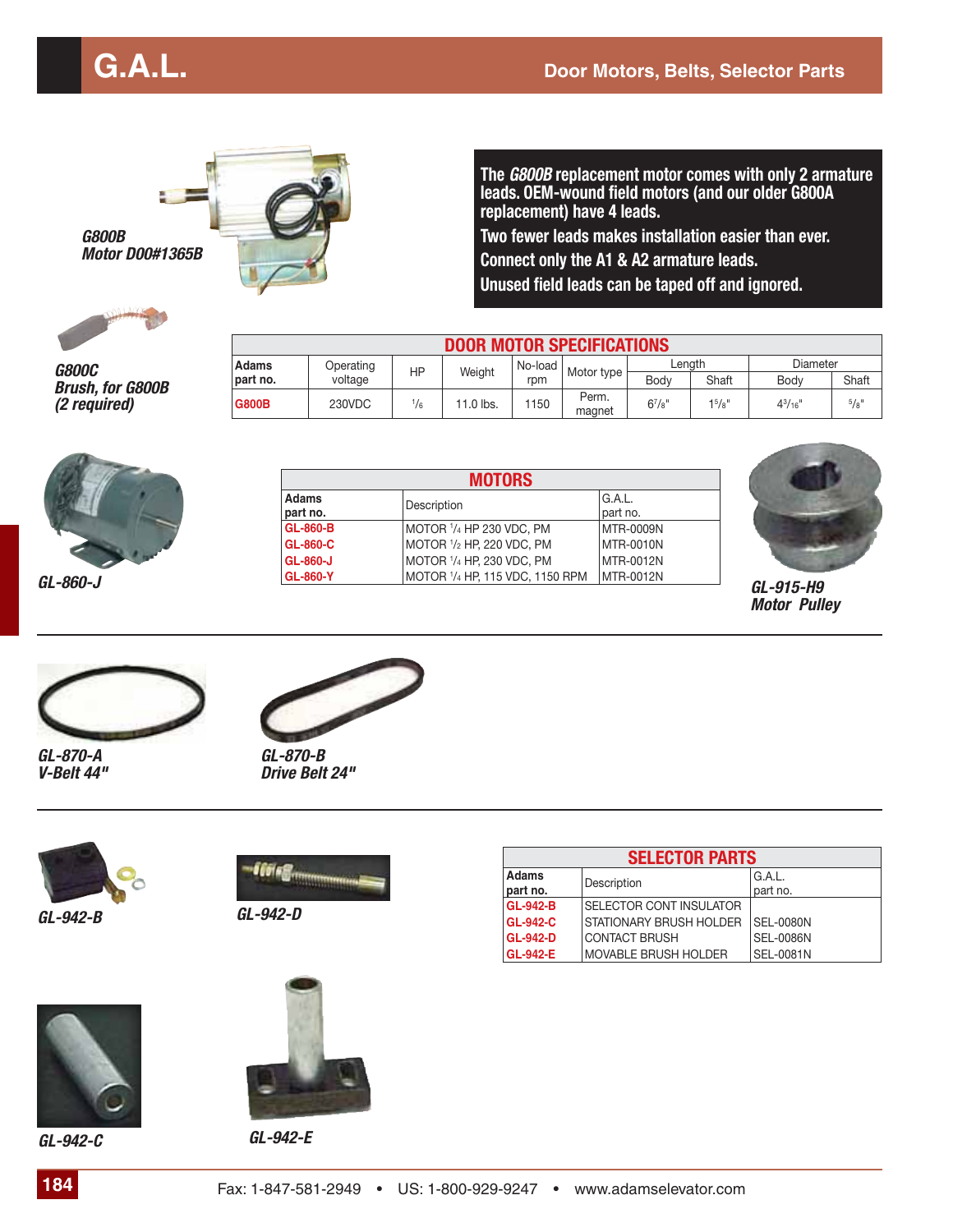# G.A.L.

## Door Motors, Belts, Selector Parts

*G800B*
*Motor D00#1365B*

**The *G800B* replacement motor comes with only 2 armature leads. OEM-wound field motors (and our older G800A replacement) have 4 leads.**

**Two fewer leads makes installation easier than ever.**

**Connect only the A1 & A2 armature leads.**

**Unused field leads can be taped off and ignored.**

*G800C*
*Brush, for G800B*
*(2 required)*

### DOOR MOTOR SPECIFICATIONS

| Adams part no. | Operating voltage | HP | Weight | No-load rpm | Motor type | Length | | Diameter | |
|---|---|---|---|---|---|---|---|---|---|
| | | | | | | Body | Shaft | Body | Shaft |
| G800B | 230VDC | 1/6 | 11.0 lbs. | 1150 | Perm. magnet | 6 7/8" | 1 5/8" | 4 3/16" | 5/8" |

*GL-860-J*

### MOTORS

| Adams part no. | Description | G.A.L. part no. |
|---|---|---|
| GL-860-B | MOTOR 1/4 HP 230 VDC, PM | MTR-0009N |
| GL-860-C | MOTOR 1/2 HP, 220 VDC, PM | MTR-0010N |
| GL-860-J | MOTOR 1/4 HP, 230 VDC, PM | MTR-0012N |
| GL-860-Y | MOTOR 1/4 HP, 115 VDC, 1150 RPM | MTR-0012N |

*GL-915-H9*
*Motor Pulley*

*GL-870-A*
*V-Belt 44"*

*GL-870-B*
*Drive Belt 24"*

*GL-942-B*

*GL-942-D*

### SELECTOR PARTS

| Adams part no. | Description | G.A.L. part no. |
|---|---|---|
| GL-942-B | SELECTOR CONT INSULATOR | |
| GL-942-C | STATIONARY BRUSH HOLDER | SEL-0080N |
| GL-942-D | CONTACT BRUSH | SEL-0086N |
| GL-942-E | MOVABLE BRUSH HOLDER | SEL-0081N |

*GL-942-C*

*GL-942-E*

Fax: 1-847-581-2949 • US: 1-800-929-9247 • www.adamselevator.com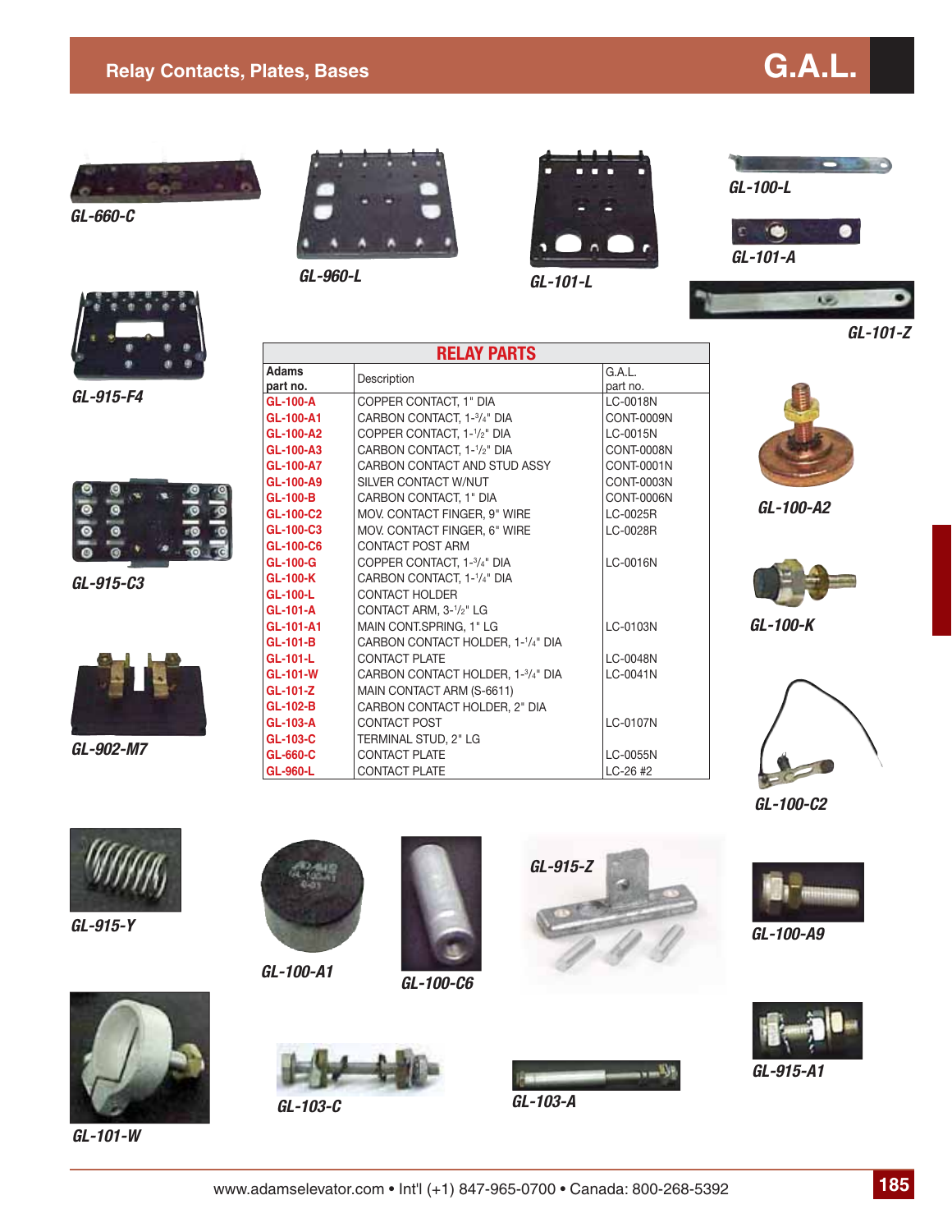# Relay Contacts, Plates, Bases

**G.A.L.**

GL-660-C

GL-960-L

GL-101-L

GL-100-L

GL-101-A

GL-101-Z

GL-915-F4

## RELAY PARTS

| Adams part no. | Description | G.A.L. part no. |
|---|---|---|
| GL-100-A | COPPER CONTACT, 1" DIA | LC-0018N |
| GL-100-A1 | CARBON CONTACT, 1-3/4" DIA | CONT-0009N |
| GL-100-A2 | COPPER CONTACT, 1-1/2" DIA | LC-0015N |
| GL-100-A3 | CARBON CONTACT, 1-1/2" DIA | CONT-0008N |
| GL-100-A7 | CARBON CONTACT AND STUD ASSY | CONT-0001N |
| GL-100-A9 | SILVER CONTACT W/NUT | CONT-0003N |
| GL-100-B | CARBON CONTACT, 1" DIA | CONT-0006N |
| GL-100-C2 | MOV. CONTACT FINGER, 9" WIRE | LC-0025R |
| GL-100-C3 | MOV. CONTACT FINGER, 6" WIRE | LC-0028R |
| GL-100-C6 | CONTACT POST ARM | |
| GL-100-G | COPPER CONTACT, 1-3/4" DIA | LC-0016N |
| GL-100-K | CARBON CONTACT, 1-1/4" DIA | |
| GL-100-L | CONTACT HOLDER | |
| GL-101-A | CONTACT ARM, 3-1/2" LG | |
| GL-101-A1 | MAIN CONT.SPRING, 1" LG | LC-0103N |
| GL-101-B | CARBON CONTACT HOLDER, 1-1/4" DIA | |
| GL-101-L | CONTACT PLATE | LC-0048N |
| GL-101-W | CARBON CONTACT HOLDER, 1-3/4" DIA | LC-0041N |
| GL-101-Z | MAIN CONTACT ARM (S-6611) | |
| GL-102-B | CARBON CONTACT HOLDER, 2" DIA | |
| GL-103-A | CONTACT POST | LC-0107N |
| GL-103-C | TERMINAL STUD, 2" LG | |
| GL-660-C | CONTACT PLATE | LC-0055N |
| GL-960-L | CONTACT PLATE | LC-26 #2 |

GL-100-A2

GL-915-C3

GL-100-K

GL-902-M7

GL-100-C2

GL-915-Y

GL-100-A1

GL-100-C6

GL-915-Z

GL-100-A9

GL-101-W

GL-103-C

GL-103-A

GL-915-A1

www.adamselevator.com • Int'l (+1) 847-965-0700 • Canada: 800-268-5392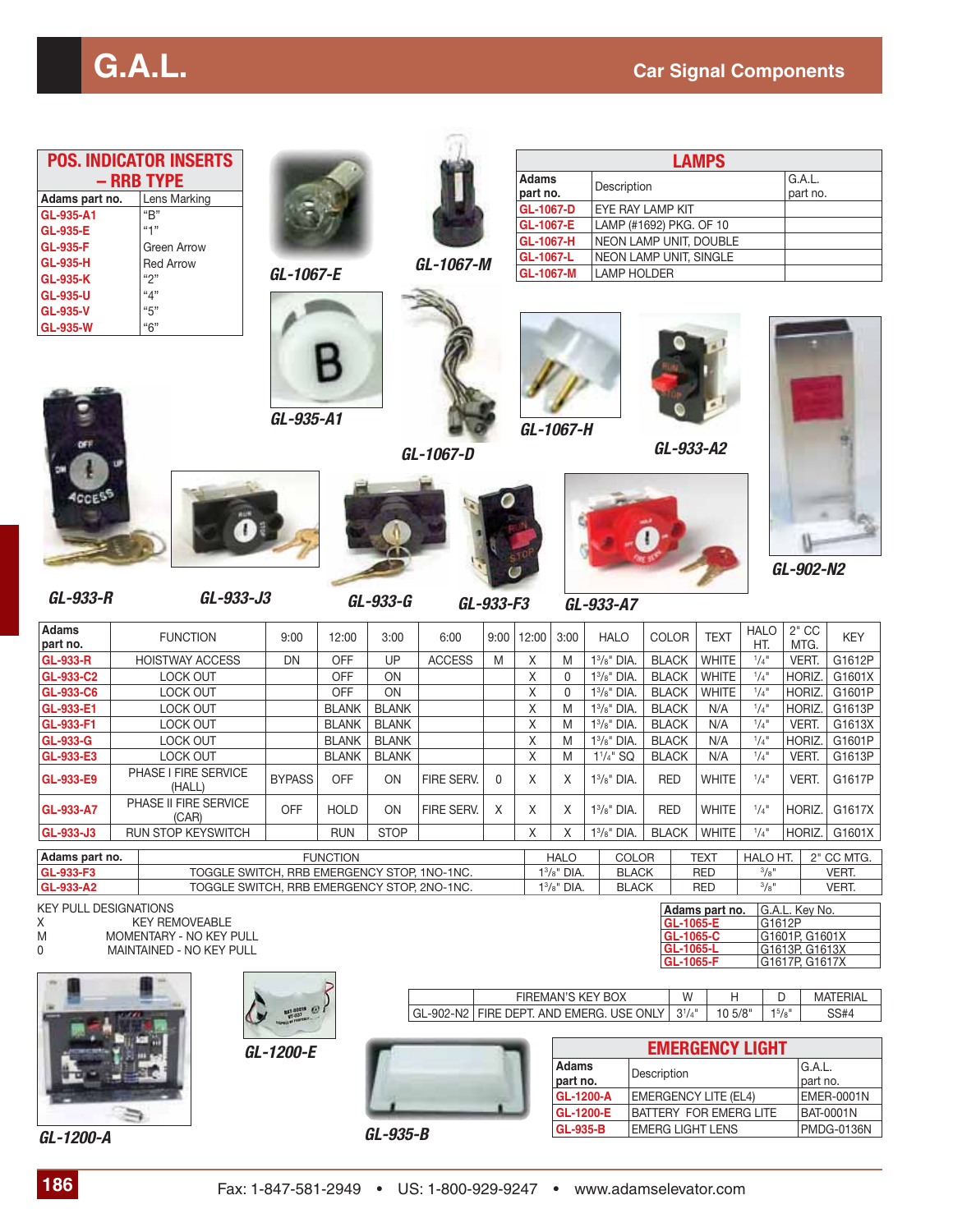# G.A.L.

## Car Signal Components

### POS. INDICATOR INSERTS – RRB TYPE

| Adams part no. | Lens Marking |
|---|---|
| GL-935-A1 | "B" |
| GL-935-E | "1" |
| GL-935-F | Green Arrow |
| GL-935-H | Red Arrow |
| GL-935-K | "2" |
| GL-935-U | "4" |
| GL-935-V | "5" |
| GL-935-W | "6" |

### LAMPS

| Adams part no. | Description | G.A.L. part no. |
|---|---|---|
| GL-1067-D | EYE RAY LAMP KIT | |
| GL-1067-E | LAMP (#1692) PKG. OF 10 | |
| GL-1067-H | NEON LAMP UNIT, DOUBLE | |
| GL-1067-L | NEON LAMP UNIT, SINGLE | |
| GL-1067-M | LAMP HOLDER | |

GL-1067-E

GL-1067-M

GL-935-A1

GL-1067-D

GL-1067-H

GL-933-A2

GL-902-N2

GL-933-R

GL-933-J3

GL-933-G

GL-933-F3

GL-933-A7

| Adams part no. | FUNCTION | 9:00 | 12:00 | 3:00 | 6:00 | 9:00 | 12:00 | 3:00 | HALO | COLOR | TEXT | HALO HT. | 2" CC MTG. | KEY |
|---|---|---|---|---|---|---|---|---|---|---|---|---|---|---|
| GL-933-R | HOISTWAY ACCESS | DN | OFF | UP | ACCESS | M | X | M | 1³/₈" DIA. | BLACK | WHITE | ¹/₄" | VERT. | G1612P |
| GL-933-C2 | LOCK OUT | | OFF | ON | | | X | 0 | 1³/₈" DIA. | BLACK | WHITE | ¹/₄" | HORIZ. | G1601X |
| GL-933-C6 | LOCK OUT | | OFF | ON | | | X | 0 | 1³/₈" DIA. | BLACK | WHITE | ¹/₄" | HORIZ. | G1601P |
| GL-933-E1 | LOCK OUT | | BLANK | BLANK | | | X | M | 1³/₈" DIA. | BLACK | N/A | ¹/₄" | HORIZ. | G1613P |
| GL-933-F1 | LOCK OUT | | BLANK | BLANK | | | X | M | 1³/₈" DIA. | BLACK | N/A | ¹/₄" | VERT. | G1613X |
| GL-933-G | LOCK OUT | | BLANK | BLANK | | | X | M | 1³/₈" DIA. | BLACK | N/A | ¹/₄" | HORIZ. | G1601P |
| GL-933-E3 | LOCK OUT | | BLANK | BLANK | | | X | M | 1¹/₄" SQ | BLACK | N/A | ¹/₄" | VERT. | G1613P |
| GL-933-E9 | PHASE I FIRE SERVICE (HALL) | BYPASS | OFF | ON | FIRE SERV. | 0 | X | X | 1³/₈" DIA. | RED | WHITE | ¹/₄" | VERT. | G1617P |
| GL-933-A7 | PHASE II FIRE SERVICE (CAR) | OFF | HOLD | ON | FIRE SERV. | X | X | X | 1³/₈" DIA. | RED | WHITE | ¹/₄" | HORIZ. | G1617X |
| GL-933-J3 | RUN STOP KEYSWITCH | | RUN | STOP | | | X | X | 1³/₈" DIA. | BLACK | WHITE | ¹/₄" | HORIZ. | G1601X |

| Adams part no. | FUNCTION | HALO | COLOR | TEXT | HALO HT. | 2" CC MTG. |
|---|---|---|---|---|---|---|
| GL-933-F3 | TOGGLE SWITCH, RRB EMERGENCY STOP, 1NO-1NC. | 1³/₈" DIA. | BLACK | RED | ³/₈" | VERT. |
| GL-933-A2 | TOGGLE SWITCH, RRB EMERGENCY STOP, 2NO-1NC. | 1³/₈" DIA. | BLACK | RED | ³/₈" | VERT. |

KEY PULL DESIGNATIONS

- X — KEY REMOVEABLE
- M — MOMENTARY - NO KEY PULL
- 0 — MAINTAINED - NO KEY PULL

| Adams part no. | G.A.L. Key No. |
|---|---|
| GL-1065-E | G1612P |
| GL-1065-C | G1601P, G1601X |
| GL-1065-L | G1613P, G1613X |
| GL-1065-F | G1617P, G1617X |

| | FIREMAN'S KEY BOX | W | H | D | MATERIAL |
|---|---|---|---|---|---|
| GL-902-N2 | FIRE DEPT. AND EMERG. USE ONLY | 3¹/₄" | 10 5/8" | 1⁵/₈" | SS#4 |

GL-1200-A

GL-1200-E

GL-935-B

### EMERGENCY LIGHT

| Adams part no. | Description | G.A.L. part no. |
|---|---|---|
| GL-1200-A | EMERGENCY LITE (EL4) | EMER-0001N |
| GL-1200-E | BATTERY FOR EMERG LITE | BAT-0001N |
| GL-935-B | EMERG LIGHT LENS | PMDG-0136N |

Fax: 1-847-581-2949 • US: 1-800-929-9247 • www.adamselevator.com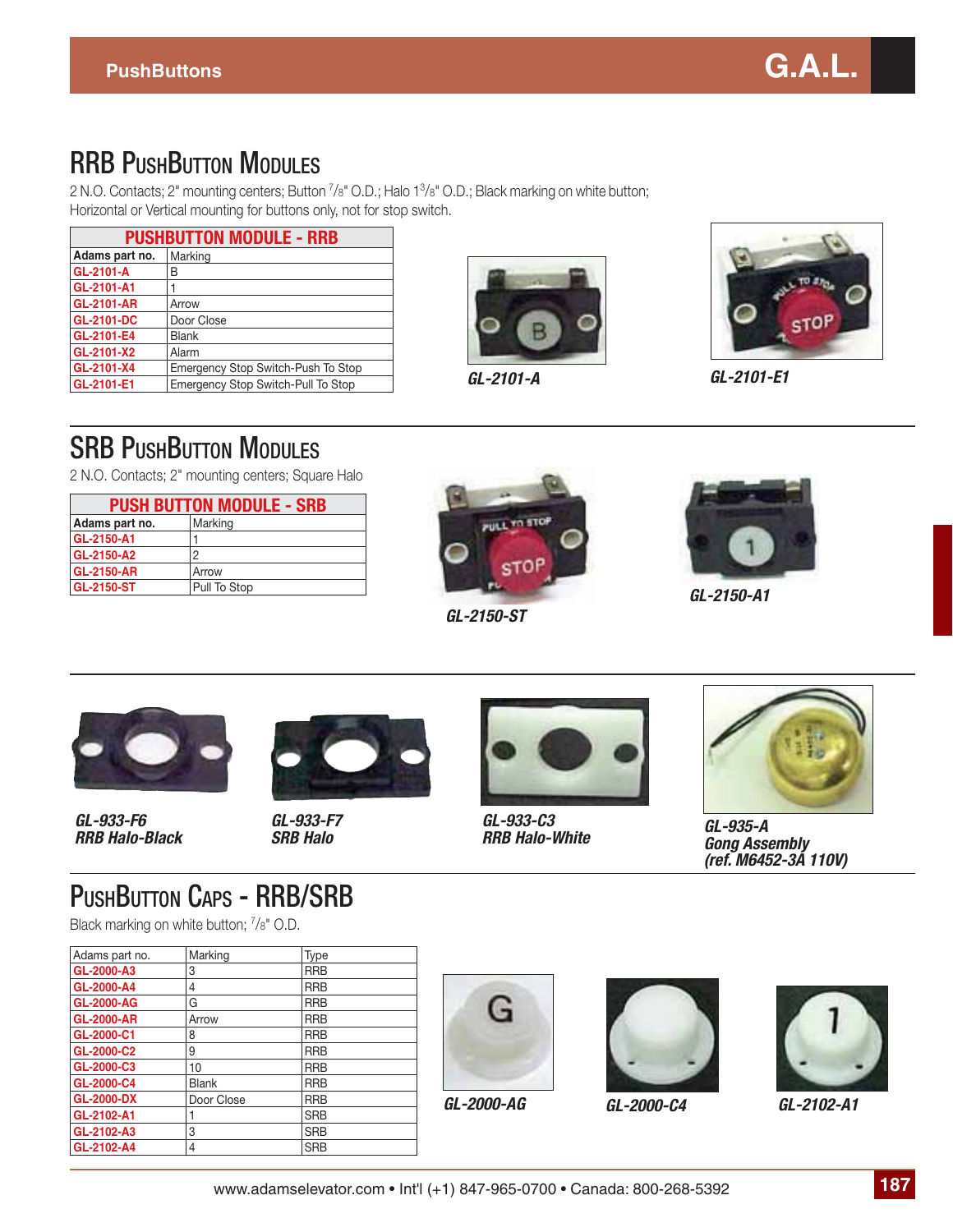# RRB PushButton Modules

2 N.O. Contacts; 2" mounting centers; Button 7/8" O.D.; Halo 1 3/8" O.D.; Black marking on white button; Horizontal or Vertical mounting for buttons only, not for stop switch.

| PUSHBUTTON MODULE - RRB | |
|---|---|
| **Adams part no.** | Marking |
| GL-2101-A | B |
| GL-2101-A1 | 1 |
| GL-2101-AR | Arrow |
| GL-2101-DC | Door Close |
| GL-2101-E4 | Blank |
| GL-2101-X2 | Alarm |
| GL-2101-X4 | Emergency Stop Switch-Push To Stop |
| GL-2101-E1 | Emergency Stop Switch-Pull To Stop |

*GL-2101-A*

*GL-2101-E1*

# SRB PushButton Modules

2 N.O. Contacts; 2" mounting centers; Square Halo

| PUSH BUTTON MODULE - SRB | |
|---|---|
| **Adams part no.** | Marking |
| GL-2150-A1 | 1 |
| GL-2150-A2 | 2 |
| GL-2150-AR | Arrow |
| GL-2150-ST | Pull To Stop |

*GL-2150-ST*

*GL-2150-A1*

*GL-933-F6*
*RRB Halo-Black*

*GL-933-F7*
*SRB Halo*

*GL-933-C3*
*RRB Halo-White*

*GL-935-A*
*Gong Assembly*
*(ref. M6452-3A 110V)*

# PushButton Caps - RRB/SRB

Black marking on white button; 7/8" O.D.

| Adams part no. | Marking | Type |
|---|---|---|
| GL-2000-A3 | 3 | RRB |
| GL-2000-A4 | 4 | RRB |
| GL-2000-AG | G | RRB |
| GL-2000-AR | Arrow | RRB |
| GL-2000-C1 | 8 | RRB |
| GL-2000-C2 | 9 | RRB |
| GL-2000-C3 | 10 | RRB |
| GL-2000-C4 | Blank | RRB |
| GL-2000-DX | Door Close | RRB |
| GL-2102-A1 | 1 | SRB |
| GL-2102-A3 | 3 | SRB |
| GL-2102-A4 | 4 | SRB |

*GL-2000-AG*

*GL-2000-C4*

*GL-2102-A1*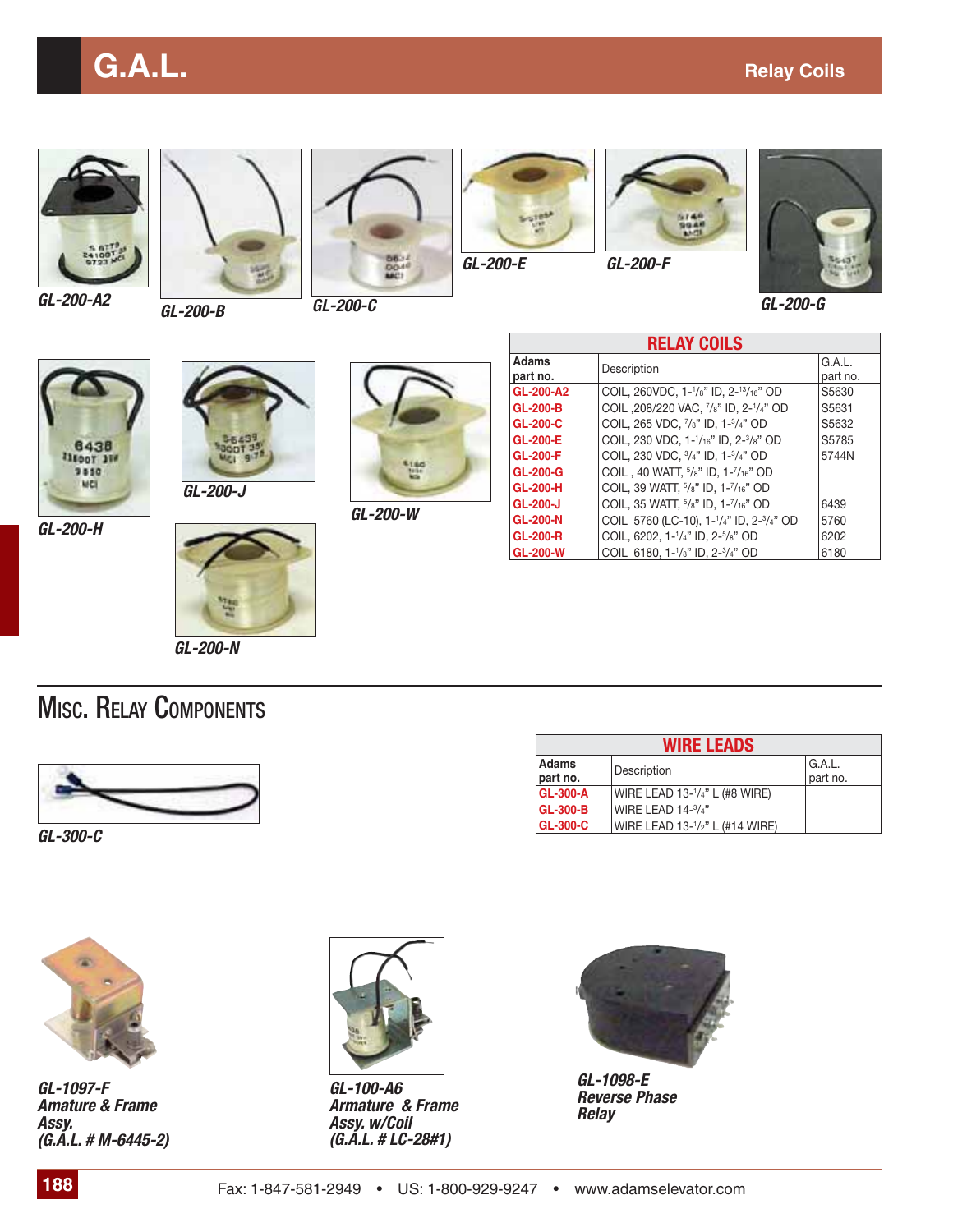# G.A.L.

**Relay Coils**

*GL-200-A2*

*GL-200-B*

*GL-200-C*

*GL-200-E*

*GL-200-F*

*GL-200-G*

*GL-200-H*

*GL-200-J*

*GL-200-W*

*GL-200-N*

| RELAY COILS | | |
|---|---|---|
| Adams part no. | Description | G.A.L. part no. |
| GL-200-A2 | COIL, 260VDC, 1-1/8" ID, 2-13/16" OD | S5630 |
| GL-200-B | COIL ,208/220 VAC, 7/8" ID, 2-1/4" OD | S5631 |
| GL-200-C | COIL, 265 VDC, 7/8" ID, 1-3/4" OD | S5632 |
| GL-200-E | COIL, 230 VDC, 1-1/16" ID, 2-3/8" OD | S5785 |
| GL-200-F | COIL, 230 VDC, 3/4" ID, 1-3/4" OD | 5744N |
| GL-200-G | COIL , 40 WATT, 5/8" ID, 1-7/16" OD | |
| GL-200-H | COIL, 39 WATT, 5/8" ID, 1-7/16" OD | |
| GL-200-J | COIL, 35 WATT, 5/8" ID, 1-7/16" OD | 6439 |
| GL-200-N | COIL 5760 (LC-10), 1-1/4" ID, 2-3/4" OD | 5760 |
| GL-200-R | COIL, 6202, 1-1/4" ID, 2-5/8" OD | 6202 |
| GL-200-W | COIL 6180, 1-1/8" ID, 2-3/4" OD | 6180 |

## Misc. Relay Components

*GL-300-C*

| WIRE LEADS | | |
|---|---|---|
| Adams part no. | Description | G.A.L. part no. |
| GL-300-A | WIRE LEAD 13-1/4" L (#8 WIRE) | |
| GL-300-B | WIRE LEAD 14-3/4" | |
| GL-300-C | WIRE LEAD 13-1/2" L (#14 WIRE) | |

*GL-1097-F*
*Amature & Frame Assy.*
*(G.A.L. # M-6445-2)*

*GL-100-A6*
*Armature & Frame Assy. w/Coil*
*(G.A.L. # LC-28#1)*

*GL-1098-E*
*Reverse Phase Relay*

Fax: 1-847-581-2949 • US: 1-800-929-9247 • www.adamselevator.com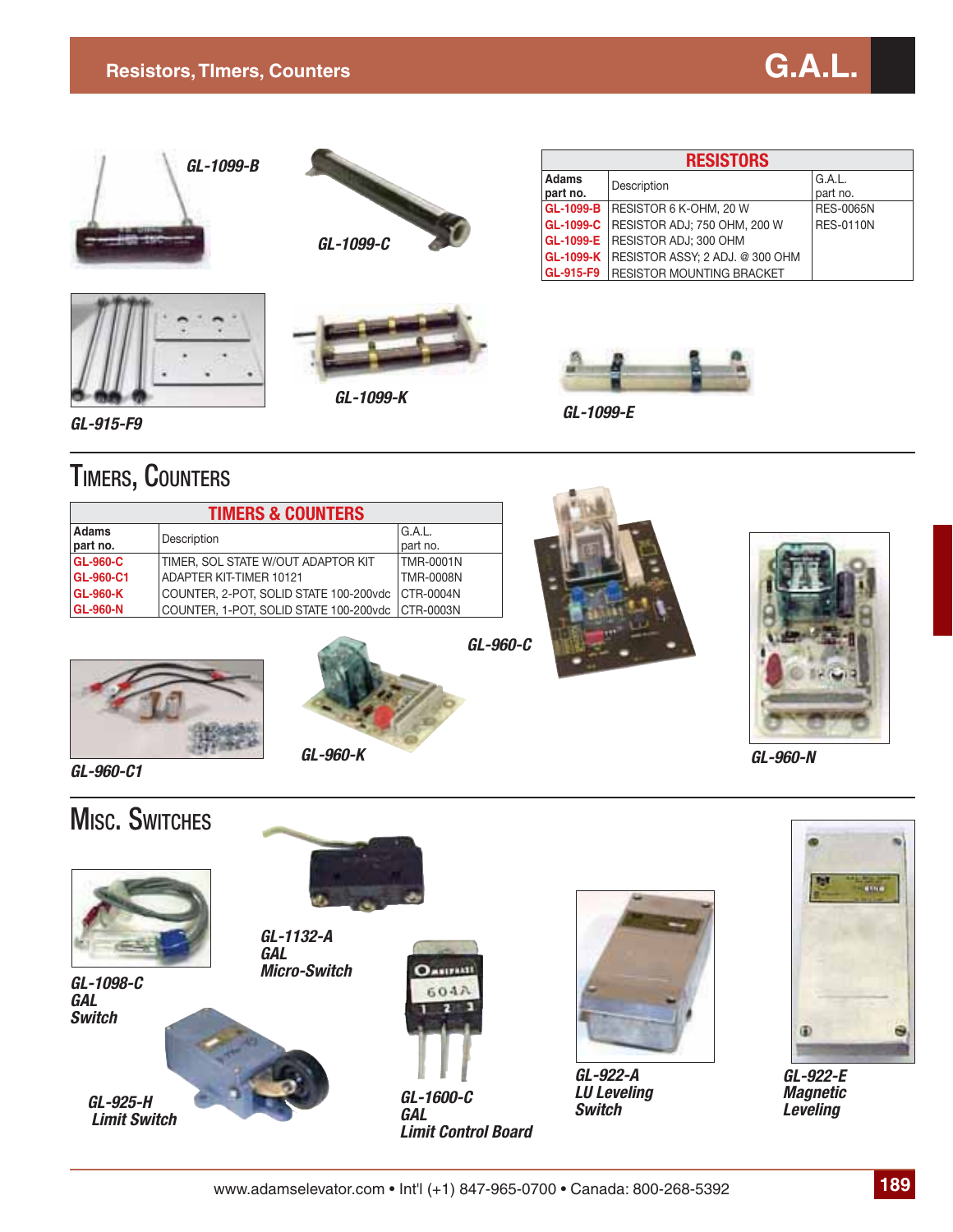# Resistors, Timers, Counters

GL-1099-B

GL-1099-C

| RESISTORS | | |
|---|---|---|
| Adams part no. | Description | G.A.L. part no. |
| GL-1099-B | RESISTOR 6 K-OHM, 20 W | RES-0065N |
| GL-1099-C | RESISTOR ADJ; 750 OHM, 200 W | RES-0110N |
| GL-1099-E | RESISTOR ADJ; 300 OHM | |
| GL-1099-K | RESISTOR ASSY; 2 ADJ. @ 300 OHM | |
| GL-915-F9 | RESISTOR MOUNTING BRACKET | |

GL-915-F9

GL-1099-K

GL-1099-E

## Timers, Counters

| TIMERS & COUNTERS | | |
|---|---|---|
| Adams part no. | Description | G.A.L. part no. |
| GL-960-C | TIMER, SOL STATE W/OUT ADAPTOR KIT | TMR-0001N |
| GL-960-C1 | ADAPTER KIT-TIMER 10121 | TMR-0008N |
| GL-960-K | COUNTER, 2-POT, SOLID STATE 100-200vdc | CTR-0004N |
| GL-960-N | COUNTER, 1-POT, SOLID STATE 100-200vdc | CTR-0003N |

GL-960-C

GL-960-C1

GL-960-K

GL-960-N

## Misc. Switches

GL-1098-C
GAL
Switch

GL-1132-A
GAL
Micro-Switch

GL-925-H
Limit Switch

GL-1600-C
GAL
Limit Control Board

GL-922-A
LU Leveling
Switch

GL-922-E
Magnetic
Leveling

www.adamselevator.com • Int'l (+1) 847-965-0700 • Canada: 800-268-5392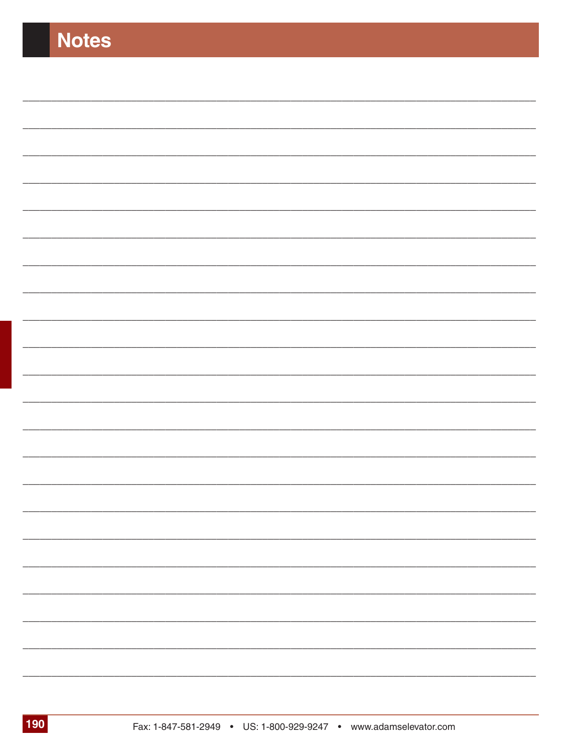# Notes